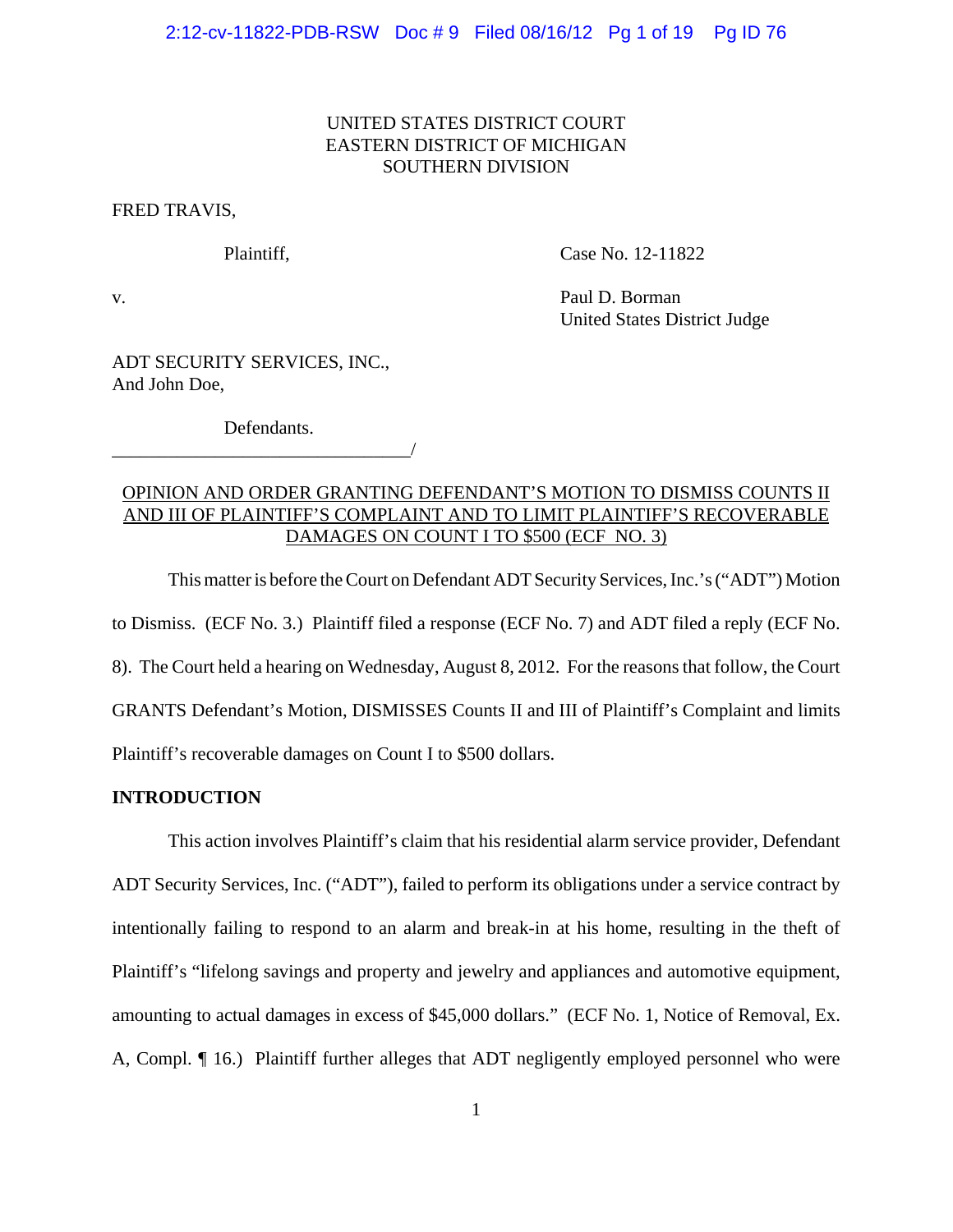UNITED STATES DISTRICT COURT
EASTERN DISTRICT OF MICHIGAN
SOUTHERN DIVISION

FRED TRAVIS,

Plaintiff, Case No. 12-11822

v. Paul D. Borman
United States District Judge

ADT SECURITY SERVICES, INC.,
And John Doe,

Defendants.
_______________________________/

OPINION AND ORDER GRANTING DEFENDANT'S MOTION TO DISMISS COUNTS II AND III OF PLAINTIFF'S COMPLAINT AND TO LIMIT PLAINTIFF'S RECOVERABLE DAMAGES ON COUNT I TO $500 (ECF NO. 3)

This matter is before the Court on Defendant ADT Security Services, Inc.'s ("ADT") Motion to Dismiss. (ECF No. 3.) Plaintiff filed a response (ECF No. 7) and ADT filed a reply (ECF No. 8). The Court held a hearing on Wednesday, August 8, 2012. For the reasons that follow, the Court GRANTS Defendant's Motion, DISMISSES Counts II and III of Plaintiff's Complaint and limits Plaintiff's recoverable damages on Count I to $500 dollars.

**INTRODUCTION**

This action involves Plaintiff's claim that his residential alarm service provider, Defendant ADT Security Services, Inc. ("ADT"), failed to perform its obligations under a service contract by intentionally failing to respond to an alarm and break-in at his home, resulting in the theft of Plaintiff's "lifelong savings and property and jewelry and appliances and automotive equipment, amounting to actual damages in excess of $45,000 dollars." (ECF No. 1, Notice of Removal, Ex. A, Compl. ¶ 16.) Plaintiff further alleges that ADT negligently employed personnel who were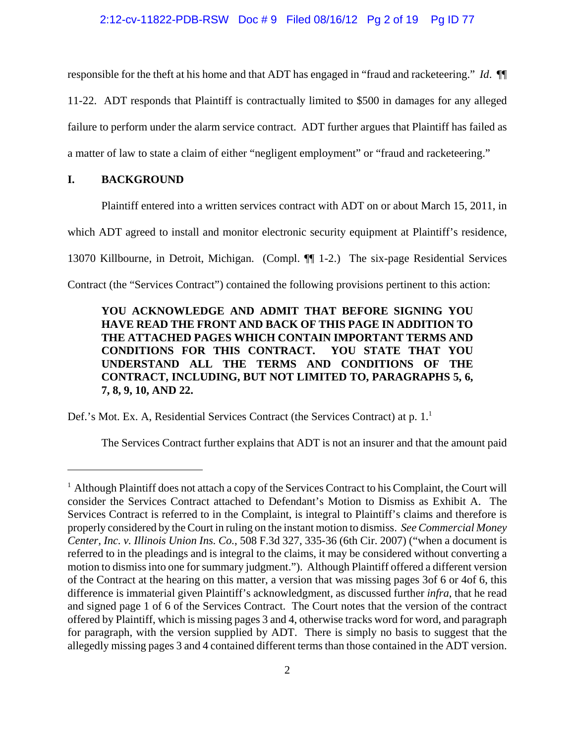responsible for the theft at his home and that ADT has engaged in "fraud and racketeering." *Id*. ¶¶ 11-22. ADT responds that Plaintiff is contractually limited to $500 in damages for any alleged failure to perform under the alarm service contract. ADT further argues that Plaintiff has failed as a matter of law to state a claim of either "negligent employment" or "fraud and racketeering."

## I. BACKGROUND

Plaintiff entered into a written services contract with ADT on or about March 15, 2011, in which ADT agreed to install and monitor electronic security equipment at Plaintiff's residence, 13070 Killbourne, in Detroit, Michigan. (Compl. ¶¶ 1-2.) The six-page Residential Services Contract (the "Services Contract") contained the following provisions pertinent to this action:

> **YOU ACKNOWLEDGE AND ADMIT THAT BEFORE SIGNING YOU HAVE READ THE FRONT AND BACK OF THIS PAGE IN ADDITION TO THE ATTACHED PAGES WHICH CONTAIN IMPORTANT TERMS AND CONDITIONS FOR THIS CONTRACT. YOU STATE THAT YOU UNDERSTAND ALL THE TERMS AND CONDITIONS OF THE CONTRACT, INCLUDING, BUT NOT LIMITED TO, PARAGRAPHS 5, 6, 7, 8, 9, 10, AND 22.**

Def.'s Mot. Ex. A, Residential Services Contract (the Services Contract) at p. 1.[1]

The Services Contract further explains that ADT is not an insurer and that the amount paid

---

[1] Although Plaintiff does not attach a copy of the Services Contract to his Complaint, the Court will consider the Services Contract attached to Defendant's Motion to Dismiss as Exhibit A. The Services Contract is referred to in the Complaint, is integral to Plaintiff's claims and therefore is properly considered by the Court in ruling on the instant motion to dismiss. *See Commercial Money Center, Inc. v. Illinois Union Ins. Co.*, 508 F.3d 327, 335-36 (6th Cir. 2007) ("when a document is referred to in the pleadings and is integral to the claims, it may be considered without converting a motion to dismiss into one for summary judgment."). Although Plaintiff offered a different version of the Contract at the hearing on this matter, a version that was missing pages 3of 6 or 4of 6, this difference is immaterial given Plaintiff's acknowledgment, as discussed further *infra*, that he read and signed page 1 of 6 of the Services Contract. The Court notes that the version of the contract offered by Plaintiff, which is missing pages 3 and 4, otherwise tracks word for word, and paragraph for paragraph, with the version supplied by ADT. There is simply no basis to suggest that the allegedly missing pages 3 and 4 contained different terms than those contained in the ADT version.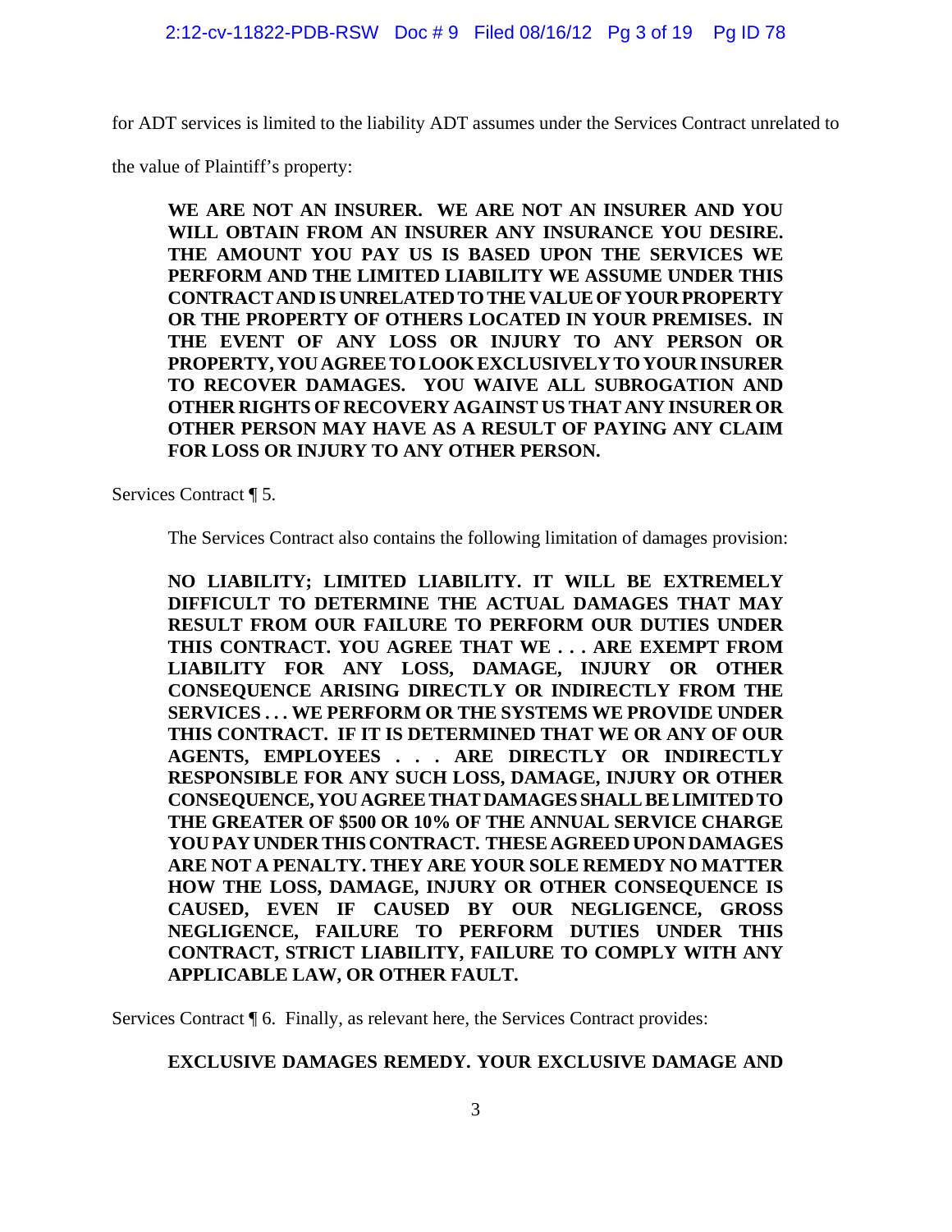for ADT services is limited to the liability ADT assumes under the Services Contract unrelated to the value of Plaintiff's property:

> **WE ARE NOT AN INSURER. WE ARE NOT AN INSURER AND YOU WILL OBTAIN FROM AN INSURER ANY INSURANCE YOU DESIRE. THE AMOUNT YOU PAY US IS BASED UPON THE SERVICES WE PERFORM AND THE LIMITED LIABILITY WE ASSUME UNDER THIS CONTRACT AND IS UNRELATED TO THE VALUE OF YOUR PROPERTY OR THE PROPERTY OF OTHERS LOCATED IN YOUR PREMISES. IN THE EVENT OF ANY LOSS OR INJURY TO ANY PERSON OR PROPERTY, YOU AGREE TO LOOK EXCLUSIVELY TO YOUR INSURER TO RECOVER DAMAGES. YOU WAIVE ALL SUBROGATION AND OTHER RIGHTS OF RECOVERY AGAINST US THAT ANY INSURER OR OTHER PERSON MAY HAVE AS A RESULT OF PAYING ANY CLAIM FOR LOSS OR INJURY TO ANY OTHER PERSON.**

Services Contract ¶ 5.

The Services Contract also contains the following limitation of damages provision:

> **NO LIABILITY; LIMITED LIABILITY. IT WILL BE EXTREMELY DIFFICULT TO DETERMINE THE ACTUAL DAMAGES THAT MAY RESULT FROM OUR FAILURE TO PERFORM OUR DUTIES UNDER THIS CONTRACT. YOU AGREE THAT WE . . . ARE EXEMPT FROM LIABILITY FOR ANY LOSS, DAMAGE, INJURY OR OTHER CONSEQUENCE ARISING DIRECTLY OR INDIRECTLY FROM THE SERVICES . . . WE PERFORM OR THE SYSTEMS WE PROVIDE UNDER THIS CONTRACT. IF IT IS DETERMINED THAT WE OR ANY OF OUR AGENTS, EMPLOYEES . . . ARE DIRECTLY OR INDIRECTLY RESPONSIBLE FOR ANY SUCH LOSS, DAMAGE, INJURY OR OTHER CONSEQUENCE, YOU AGREE THAT DAMAGES SHALL BE LIMITED TO THE GREATER OF $500 OR 10% OF THE ANNUAL SERVICE CHARGE YOU PAY UNDER THIS CONTRACT. THESE AGREED UPON DAMAGES ARE NOT A PENALTY. THEY ARE YOUR SOLE REMEDY NO MATTER HOW THE LOSS, DAMAGE, INJURY OR OTHER CONSEQUENCE IS CAUSED, EVEN IF CAUSED BY OUR NEGLIGENCE, GROSS NEGLIGENCE, FAILURE TO PERFORM DUTIES UNDER THIS CONTRACT, STRICT LIABILITY, FAILURE TO COMPLY WITH ANY APPLICABLE LAW, OR OTHER FAULT.**

Services Contract ¶ 6. Finally, as relevant here, the Services Contract provides:

> **EXCLUSIVE DAMAGES REMEDY. YOUR EXCLUSIVE DAMAGE AND**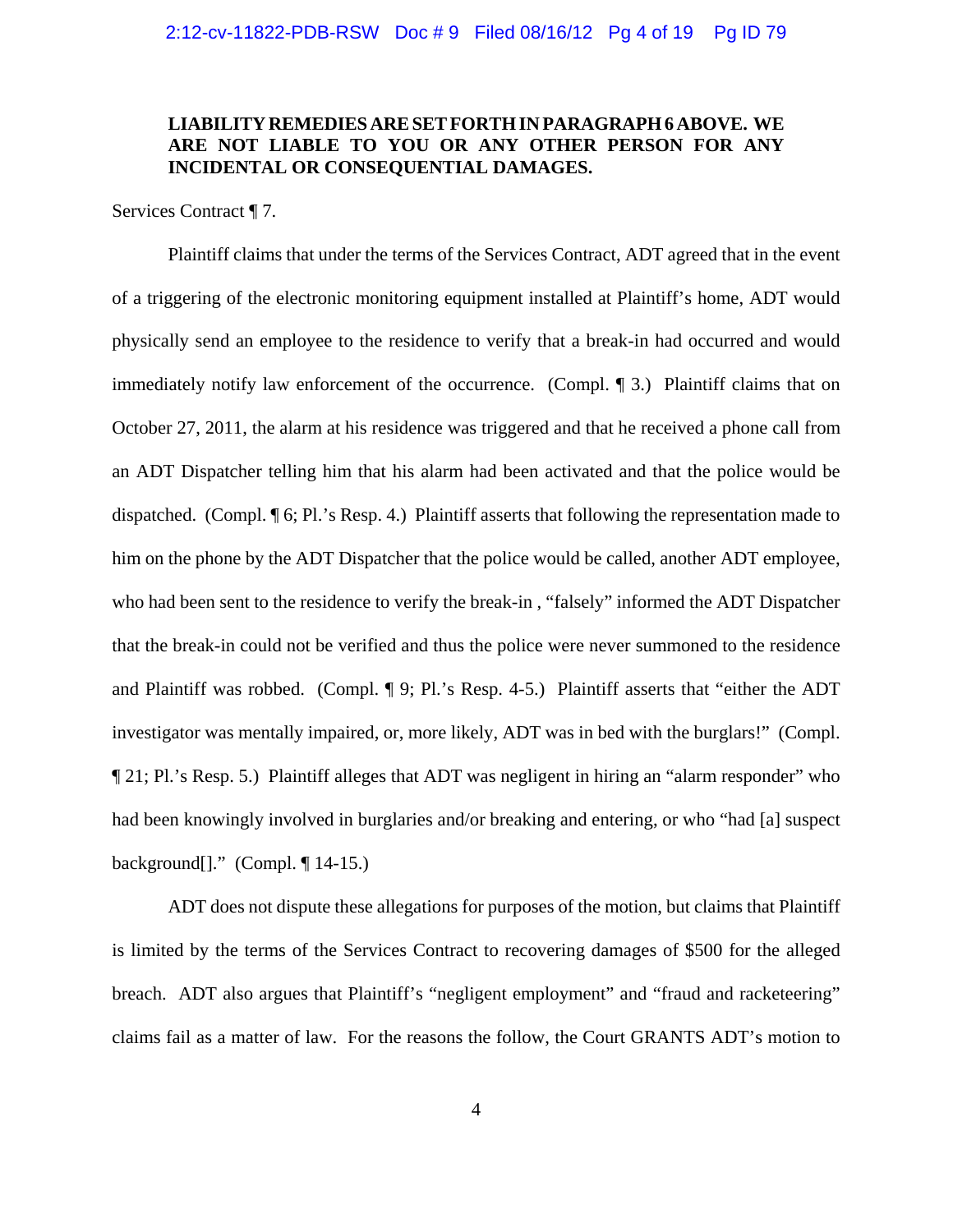**LIABILITY REMEDIES ARE SET FORTH IN PARAGRAPH 6 ABOVE. WE ARE NOT LIABLE TO YOU OR ANY OTHER PERSON FOR ANY INCIDENTAL OR CONSEQUENTIAL DAMAGES.**

Services Contract ¶ 7.

Plaintiff claims that under the terms of the Services Contract, ADT agreed that in the event of a triggering of the electronic monitoring equipment installed at Plaintiff's home, ADT would physically send an employee to the residence to verify that a break-in had occurred and would immediately notify law enforcement of the occurrence. (Compl. ¶ 3.) Plaintiff claims that on October 27, 2011, the alarm at his residence was triggered and that he received a phone call from an ADT Dispatcher telling him that his alarm had been activated and that the police would be dispatched. (Compl. ¶ 6; Pl.'s Resp. 4.) Plaintiff asserts that following the representation made to him on the phone by the ADT Dispatcher that the police would be called, another ADT employee, who had been sent to the residence to verify the break-in , "falsely" informed the ADT Dispatcher that the break-in could not be verified and thus the police were never summoned to the residence and Plaintiff was robbed. (Compl. ¶ 9; Pl.'s Resp. 4-5.) Plaintiff asserts that "either the ADT investigator was mentally impaired, or, more likely, ADT was in bed with the burglars!" (Compl. ¶ 21; Pl.'s Resp. 5.) Plaintiff alleges that ADT was negligent in hiring an "alarm responder" who had been knowingly involved in burglaries and/or breaking and entering, or who "had [a] suspect background[]." (Compl. ¶ 14-15.)

ADT does not dispute these allegations for purposes of the motion, but claims that Plaintiff is limited by the terms of the Services Contract to recovering damages of $500 for the alleged breach. ADT also argues that Plaintiff's "negligent employment" and "fraud and racketeering" claims fail as a matter of law. For the reasons the follow, the Court GRANTS ADT's motion to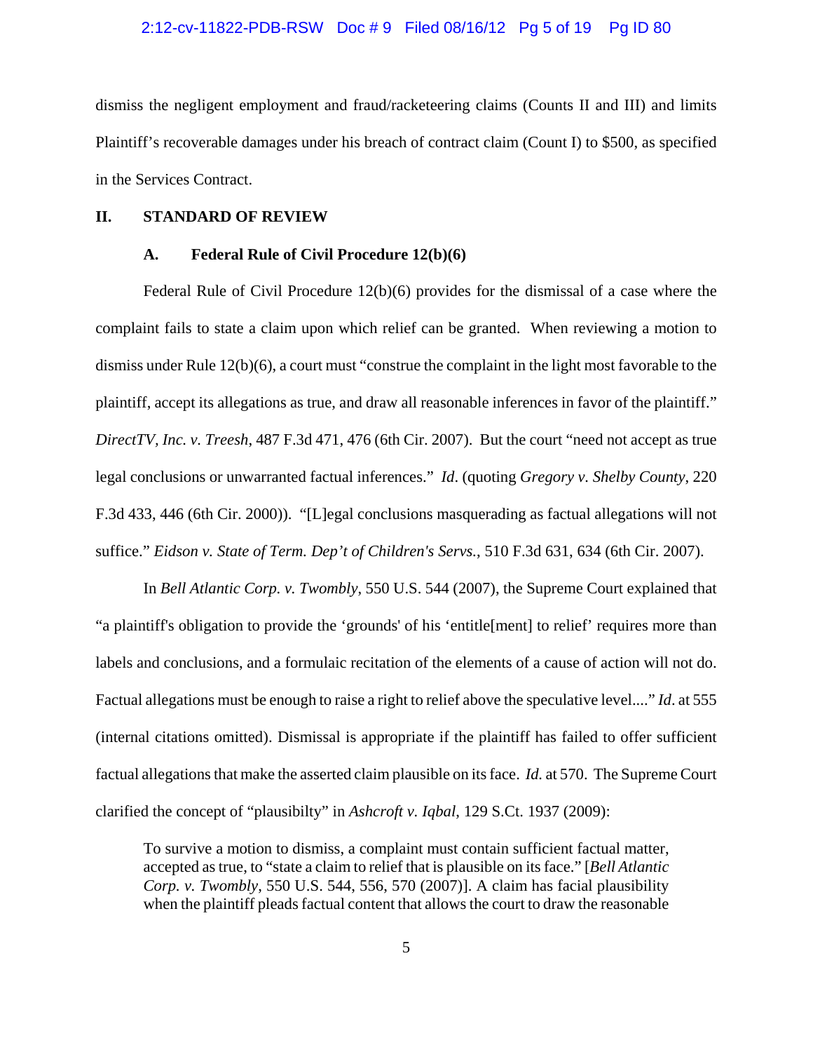dismiss the negligent employment and fraud/racketeering claims (Counts II and III) and limits Plaintiff's recoverable damages under his breach of contract claim (Count I) to $500, as specified in the Services Contract.

## II. STANDARD OF REVIEW

### A. Federal Rule of Civil Procedure 12(b)(6)

Federal Rule of Civil Procedure 12(b)(6) provides for the dismissal of a case where the complaint fails to state a claim upon which relief can be granted. When reviewing a motion to dismiss under Rule 12(b)(6), a court must "construe the complaint in the light most favorable to the plaintiff, accept its allegations as true, and draw all reasonable inferences in favor of the plaintiff." *DirectTV, Inc. v. Treesh*, 487 F.3d 471, 476 (6th Cir. 2007). But the court "need not accept as true legal conclusions or unwarranted factual inferences." *Id*. (quoting *Gregory v. Shelby County*, 220 F.3d 433, 446 (6th Cir. 2000)). "[L]egal conclusions masquerading as factual allegations will not suffice." *Eidson v. State of Term. Dep't of Children's Servs*., 510 F.3d 631, 634 (6th Cir. 2007).

In *Bell Atlantic Corp. v. Twombly*, 550 U.S. 544 (2007), the Supreme Court explained that "a plaintiff's obligation to provide the 'grounds' of his 'entitle[ment] to relief' requires more than labels and conclusions, and a formulaic recitation of the elements of a cause of action will not do. Factual allegations must be enough to raise a right to relief above the speculative level...." *Id*. at 555 (internal citations omitted). Dismissal is appropriate if the plaintiff has failed to offer sufficient factual allegations that make the asserted claim plausible on its face. *Id.* at 570. The Supreme Court clarified the concept of "plausibilty" in *Ashcroft v. Iqbal*, 129 S.Ct. 1937 (2009):

> To survive a motion to dismiss, a complaint must contain sufficient factual matter, accepted as true, to "state a claim to relief that is plausible on its face." [*Bell Atlantic Corp. v. Twombly*, 550 U.S. 544, 556, 570 (2007)]. A claim has facial plausibility when the plaintiff pleads factual content that allows the court to draw the reasonable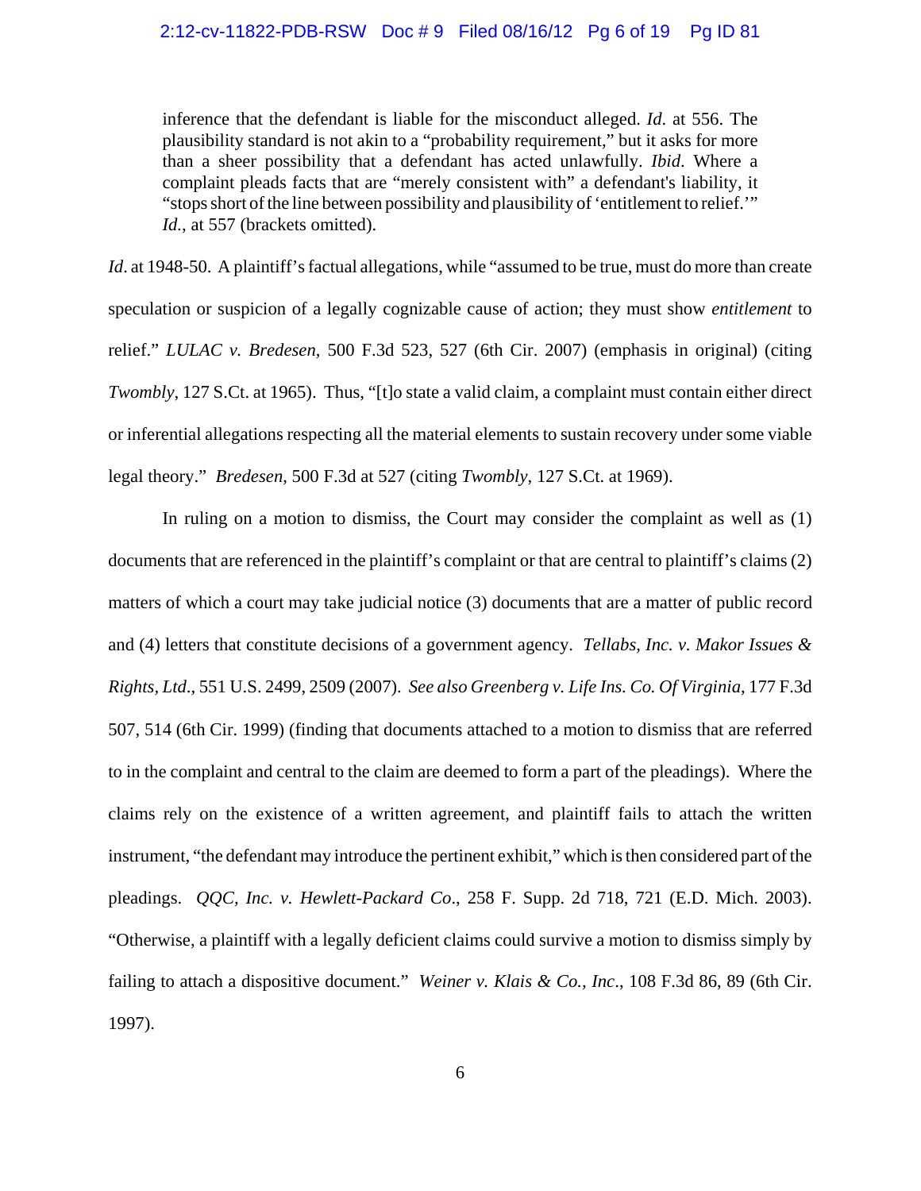> inference that the defendant is liable for the misconduct alleged. *Id*. at 556. The plausibility standard is not akin to a "probability requirement," but it asks for more than a sheer possibility that a defendant has acted unlawfully. *Ibid*. Where a complaint pleads facts that are "merely consistent with" a defendant's liability, it "stops short of the line between possibility and plausibility of 'entitlement to relief.'" *Id*., at 557 (brackets omitted).

*Id*. at 1948-50. A plaintiff's factual allegations, while "assumed to be true, must do more than create speculation or suspicion of a legally cognizable cause of action; they must show *entitlement* to relief." *LULAC v. Bredesen*, 500 F.3d 523, 527 (6th Cir. 2007) (emphasis in original) (citing *Twombly*, 127 S.Ct. at 1965). Thus, "[t]o state a valid claim, a complaint must contain either direct or inferential allegations respecting all the material elements to sustain recovery under some viable legal theory." *Bredesen*, 500 F.3d at 527 (citing *Twombly*, 127 S.Ct. at 1969).

In ruling on a motion to dismiss, the Court may consider the complaint as well as (1) documents that are referenced in the plaintiff's complaint or that are central to plaintiff's claims (2) matters of which a court may take judicial notice (3) documents that are a matter of public record and (4) letters that constitute decisions of a government agency. *Tellabs, Inc. v. Makor Issues & Rights, Ltd*., 551 U.S. 2499, 2509 (2007). *See also Greenberg v. Life Ins. Co. Of Virginia*, 177 F.3d 507, 514 (6th Cir. 1999) (finding that documents attached to a motion to dismiss that are referred to in the complaint and central to the claim are deemed to form a part of the pleadings). Where the claims rely on the existence of a written agreement, and plaintiff fails to attach the written instrument, "the defendant may introduce the pertinent exhibit," which is then considered part of the pleadings. *QQC, Inc. v. Hewlett-Packard Co*., 258 F. Supp. 2d 718, 721 (E.D. Mich. 2003). "Otherwise, a plaintiff with a legally deficient claims could survive a motion to dismiss simply by failing to attach a dispositive document." *Weiner v. Klais & Co., Inc*., 108 F.3d 86, 89 (6th Cir. 1997).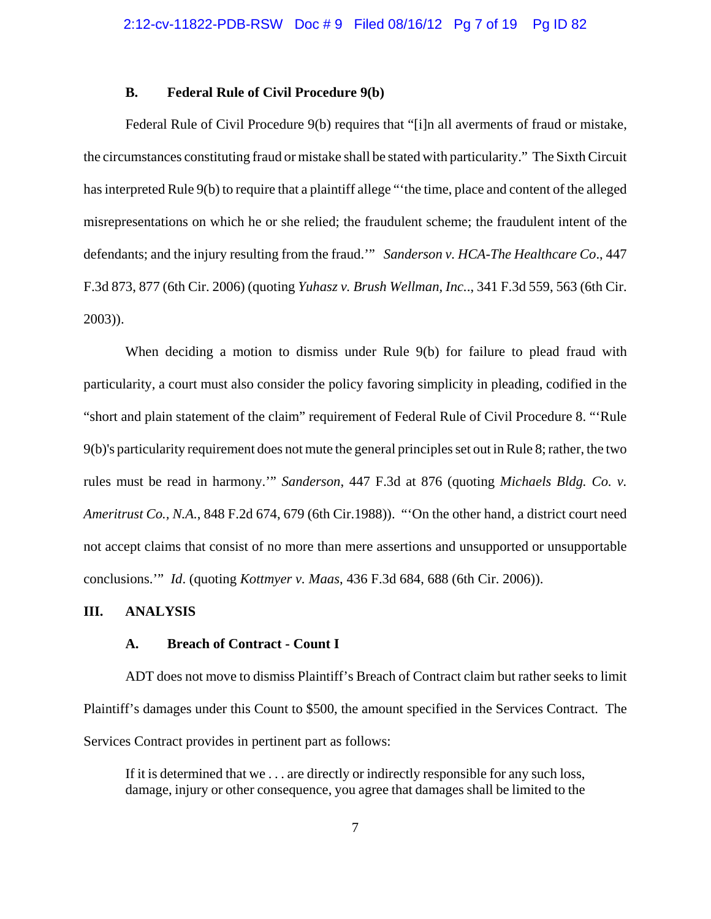### B. Federal Rule of Civil Procedure 9(b)

Federal Rule of Civil Procedure 9(b) requires that "[i]n all averments of fraud or mistake, the circumstances constituting fraud or mistake shall be stated with particularity." The Sixth Circuit has interpreted Rule 9(b) to require that a plaintiff allege "'the time, place and content of the alleged misrepresentations on which he or she relied; the fraudulent scheme; the fraudulent intent of the defendants; and the injury resulting from the fraud.'" *Sanderson v. HCA-The Healthcare Co*., 447 F.3d 873, 877 (6th Cir. 2006) (quoting *Yuhasz v. Brush Wellman, Inc.*., 341 F.3d 559, 563 (6th Cir. 2003)).

When deciding a motion to dismiss under Rule 9(b) for failure to plead fraud with particularity, a court must also consider the policy favoring simplicity in pleading, codified in the "short and plain statement of the claim" requirement of Federal Rule of Civil Procedure 8. "'Rule 9(b)'s particularity requirement does not mute the general principles set out in Rule 8; rather, the two rules must be read in harmony.'" *Sanderson*, 447 F.3d at 876 (quoting *Michaels Bldg. Co. v. Ameritrust Co., N.A.*, 848 F.2d 674, 679 (6th Cir.1988)). "'On the other hand, a district court need not accept claims that consist of no more than mere assertions and unsupported or unsupportable conclusions.'" *Id*. (quoting *Kottmyer v. Maas*, 436 F.3d 684, 688 (6th Cir. 2006)).

## III. ANALYSIS

### A. Breach of Contract - Count I

ADT does not move to dismiss Plaintiff's Breach of Contract claim but rather seeks to limit Plaintiff's damages under this Count to $500, the amount specified in the Services Contract. The Services Contract provides in pertinent part as follows:

> If it is determined that we . . . are directly or indirectly responsible for any such loss, damage, injury or other consequence, you agree that damages shall be limited to the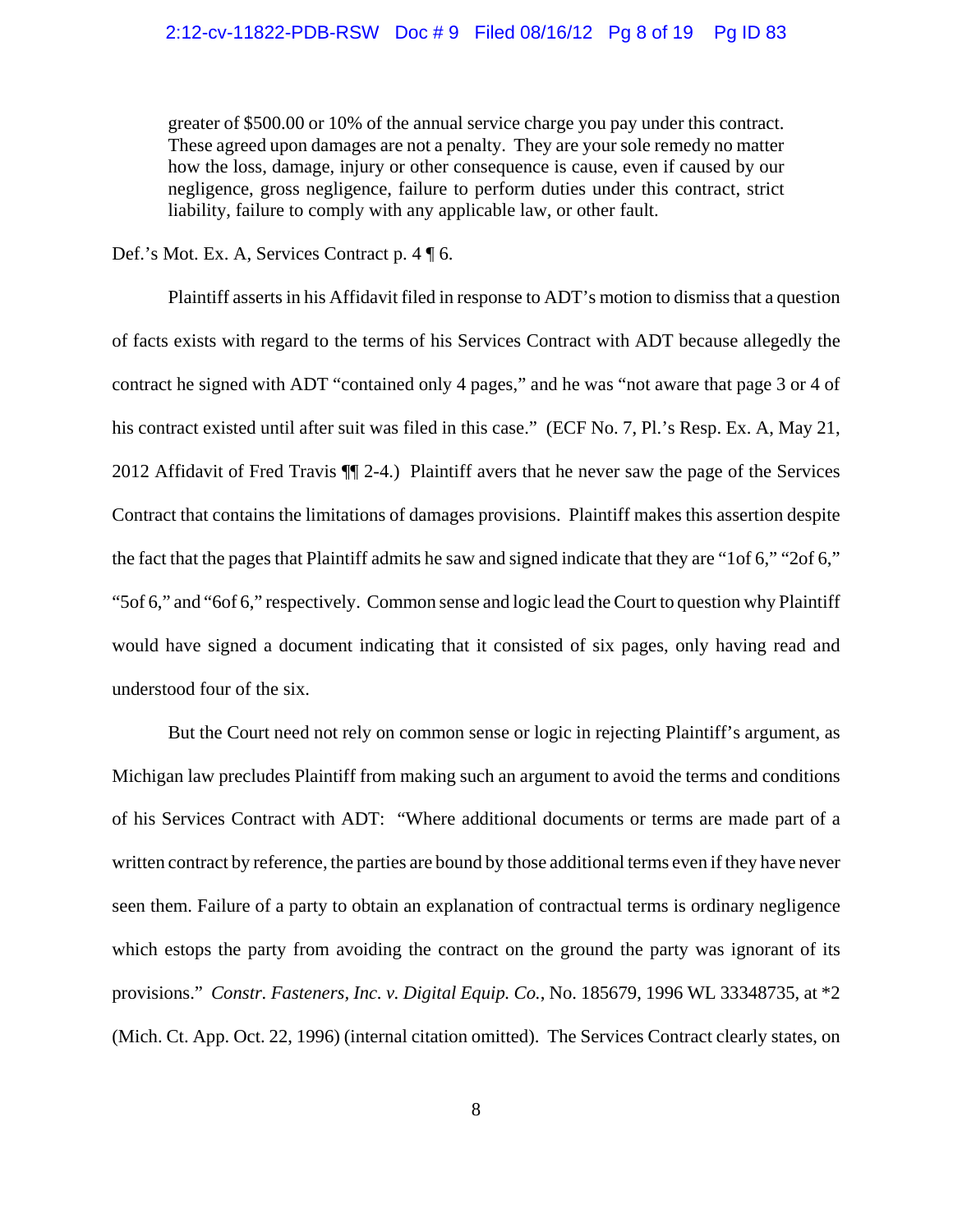> greater of $500.00 or 10% of the annual service charge you pay under this contract. These agreed upon damages are not a penalty. They are your sole remedy no matter how the loss, damage, injury or other consequence is cause, even if caused by our negligence, gross negligence, failure to perform duties under this contract, strict liability, failure to comply with any applicable law, or other fault.

Def.'s Mot. Ex. A, Services Contract p. 4 ¶ 6.

Plaintiff asserts in his Affidavit filed in response to ADT's motion to dismiss that a question of facts exists with regard to the terms of his Services Contract with ADT because allegedly the contract he signed with ADT "contained only 4 pages," and he was "not aware that page 3 or 4 of his contract existed until after suit was filed in this case." (ECF No. 7, Pl.'s Resp. Ex. A, May 21, 2012 Affidavit of Fred Travis ¶¶ 2-4.) Plaintiff avers that he never saw the page of the Services Contract that contains the limitations of damages provisions. Plaintiff makes this assertion despite the fact that the pages that Plaintiff admits he saw and signed indicate that they are "1of 6," "2of 6," "5of 6," and "6of 6," respectively. Common sense and logic lead the Court to question why Plaintiff would have signed a document indicating that it consisted of six pages, only having read and understood four of the six.

But the Court need not rely on common sense or logic in rejecting Plaintiff's argument, as Michigan law precludes Plaintiff from making such an argument to avoid the terms and conditions of his Services Contract with ADT: "Where additional documents or terms are made part of a written contract by reference, the parties are bound by those additional terms even if they have never seen them. Failure of a party to obtain an explanation of contractual terms is ordinary negligence which estops the party from avoiding the contract on the ground the party was ignorant of its provisions." *Constr. Fasteners, Inc. v. Digital Equip. Co.*, No. 185679, 1996 WL 33348735, at *2 (Mich. Ct. App. Oct. 22, 1996) (internal citation omitted). The Services Contract clearly states, on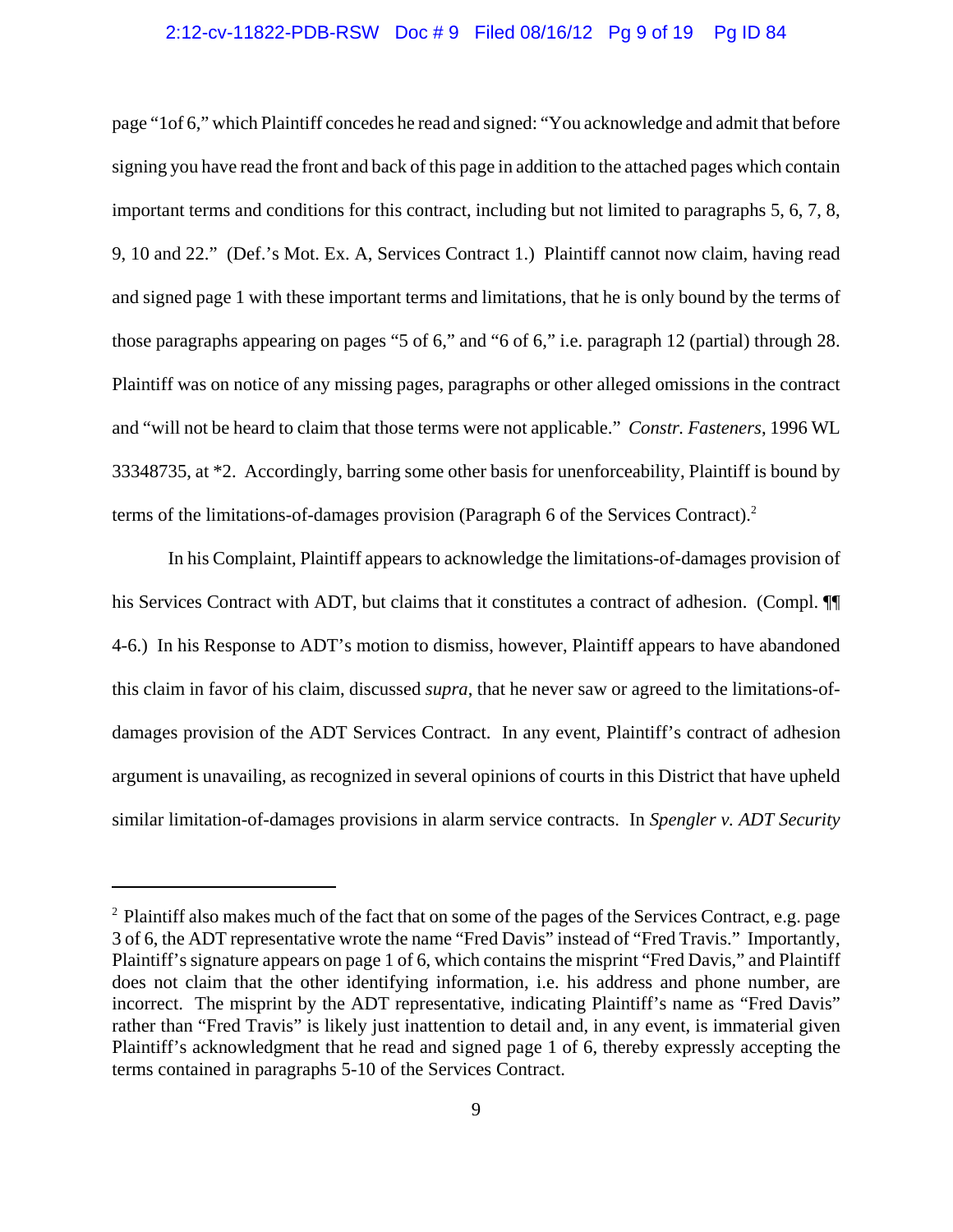page "1of 6," which Plaintiff concedes he read and signed: "You acknowledge and admit that before signing you have read the front and back of this page in addition to the attached pages which contain important terms and conditions for this contract, including but not limited to paragraphs 5, 6, 7, 8, 9, 10 and 22." (Def.'s Mot. Ex. A, Services Contract 1.) Plaintiff cannot now claim, having read and signed page 1 with these important terms and limitations, that he is only bound by the terms of those paragraphs appearing on pages "5 of 6," and "6 of 6," i.e. paragraph 12 (partial) through 28. Plaintiff was on notice of any missing pages, paragraphs or other alleged omissions in the contract and "will not be heard to claim that those terms were not applicable." *Constr. Fasteners*, 1996 WL 33348735, at *2. Accordingly, barring some other basis for unenforceability, Plaintiff is bound by terms of the limitations-of-damages provision (Paragraph 6 of the Services Contract).[2]

In his Complaint, Plaintiff appears to acknowledge the limitations-of-damages provision of his Services Contract with ADT, but claims that it constitutes a contract of adhesion. (Compl. ¶¶ 4-6.) In his Response to ADT's motion to dismiss, however, Plaintiff appears to have abandoned this claim in favor of his claim, discussed *supra*, that he never saw or agreed to the limitations-of-damages provision of the ADT Services Contract. In any event, Plaintiff's contract of adhesion argument is unavailing, as recognized in several opinions of courts in this District that have upheld similar limitation-of-damages provisions in alarm service contracts. In *Spengler v. ADT Security*

---

[2] Plaintiff also makes much of the fact that on some of the pages of the Services Contract, e.g. page 3 of 6, the ADT representative wrote the name "Fred Davis" instead of "Fred Travis." Importantly, Plaintiff's signature appears on page 1 of 6, which contains the misprint "Fred Davis," and Plaintiff does not claim that the other identifying information, i.e. his address and phone number, are incorrect. The misprint by the ADT representative, indicating Plaintiff's name as "Fred Davis" rather than "Fred Travis" is likely just inattention to detail and, in any event, is immaterial given Plaintiff's acknowledgment that he read and signed page 1 of 6, thereby expressly accepting the terms contained in paragraphs 5-10 of the Services Contract.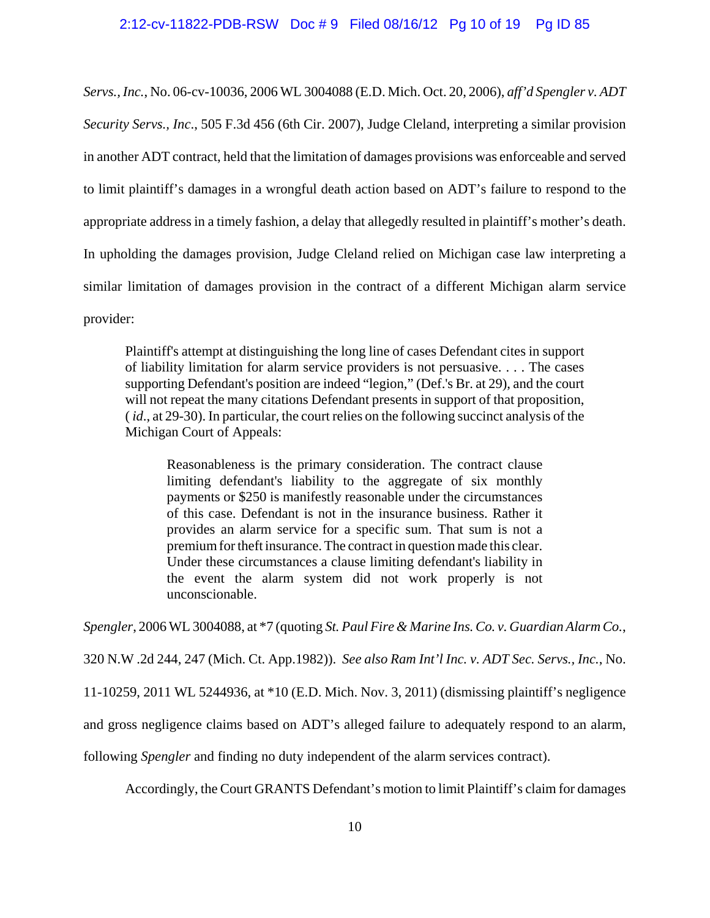*Servs., Inc.*, No. 06-cv-10036, 2006 WL 3004088 (E.D. Mich. Oct. 20, 2006), *aff'd Spengler v. ADT Security Servs., Inc*., 505 F.3d 456 (6th Cir. 2007), Judge Cleland, interpreting a similar provision in another ADT contract, held that the limitation of damages provisions was enforceable and served to limit plaintiff's damages in a wrongful death action based on ADT's failure to respond to the appropriate address in a timely fashion, a delay that allegedly resulted in plaintiff's mother's death. In upholding the damages provision, Judge Cleland relied on Michigan case law interpreting a similar limitation of damages provision in the contract of a different Michigan alarm service provider:

> Plaintiff's attempt at distinguishing the long line of cases Defendant cites in support of liability limitation for alarm service providers is not persuasive. . . . The cases supporting Defendant's position are indeed "legion," (Def.'s Br. at 29), and the court will not repeat the many citations Defendant presents in support of that proposition, ( *id*., at 29-30). In particular, the court relies on the following succinct analysis of the Michigan Court of Appeals:
>
> > Reasonableness is the primary consideration. The contract clause limiting defendant's liability to the aggregate of six monthly payments or $250 is manifestly reasonable under the circumstances of this case. Defendant is not in the insurance business. Rather it provides an alarm service for a specific sum. That sum is not a premium for theft insurance. The contract in question made this clear. Under these circumstances a clause limiting defendant's liability in the event the alarm system did not work properly is not unconscionable.

*Spengler*, 2006 WL 3004088, at *7 (quoting *St. Paul Fire & Marine Ins. Co. v. Guardian Alarm Co.*, 320 N.W .2d 244, 247 (Mich. Ct. App.1982)). *See also Ram Int'l Inc. v. ADT Sec. Servs., Inc.*, No. 11-10259, 2011 WL 5244936, at *10 (E.D. Mich. Nov. 3, 2011) (dismissing plaintiff's negligence and gross negligence claims based on ADT's alleged failure to adequately respond to an alarm, following *Spengler* and finding no duty independent of the alarm services contract).

Accordingly, the Court GRANTS Defendant's motion to limit Plaintiff's claim for damages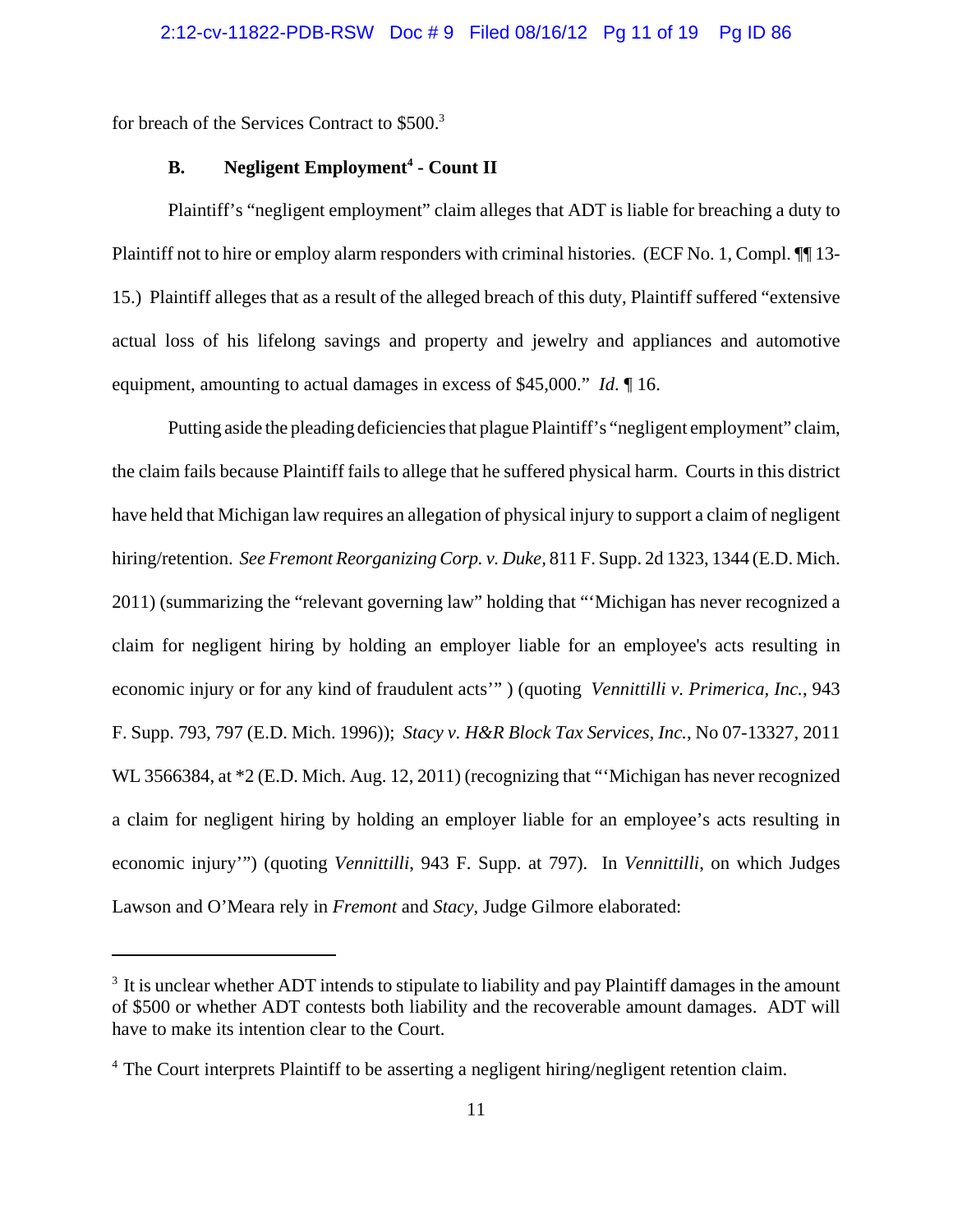for breach of the Services Contract to $500.[3]

**B. Negligent Employment[4] - Count II**

Plaintiff's "negligent employment" claim alleges that ADT is liable for breaching a duty to Plaintiff not to hire or employ alarm responders with criminal histories. (ECF No. 1, Compl. ¶¶ 13-15.) Plaintiff alleges that as a result of the alleged breach of this duty, Plaintiff suffered "extensive actual loss of his lifelong savings and property and jewelry and appliances and automotive equipment, amounting to actual damages in excess of $45,000." *Id*. ¶ 16.

Putting aside the pleading deficiencies that plague Plaintiff's "negligent employment" claim, the claim fails because Plaintiff fails to allege that he suffered physical harm. Courts in this district have held that Michigan law requires an allegation of physical injury to support a claim of negligent hiring/retention. *See Fremont Reorganizing Corp. v. Duke,* 811 F. Supp. 2d 1323, 1344 (E.D. Mich. 2011) (summarizing the "relevant governing law" holding that "'Michigan has never recognized a claim for negligent hiring by holding an employer liable for an employee's acts resulting in economic injury or for any kind of fraudulent acts'" ) (quoting *Vennittilli v. Primerica, Inc.,* 943 F. Supp. 793, 797 (E.D. Mich. 1996)); *Stacy v. H&R Block Tax Services, Inc.*, No 07-13327, 2011 WL 3566384, at *2 (E.D. Mich. Aug. 12, 2011) (recognizing that "'Michigan has never recognized a claim for negligent hiring by holding an employer liable for an employee's acts resulting in economic injury'") (quoting *Vennittilli*, 943 F. Supp. at 797). In *Vennittilli*, on which Judges Lawson and O'Meara rely in *Fremont* and *Stacy*, Judge Gilmore elaborated:

---

[3] It is unclear whether ADT intends to stipulate to liability and pay Plaintiff damages in the amount of $500 or whether ADT contests both liability and the recoverable amount damages. ADT will have to make its intention clear to the Court.

[4] The Court interprets Plaintiff to be asserting a negligent hiring/negligent retention claim.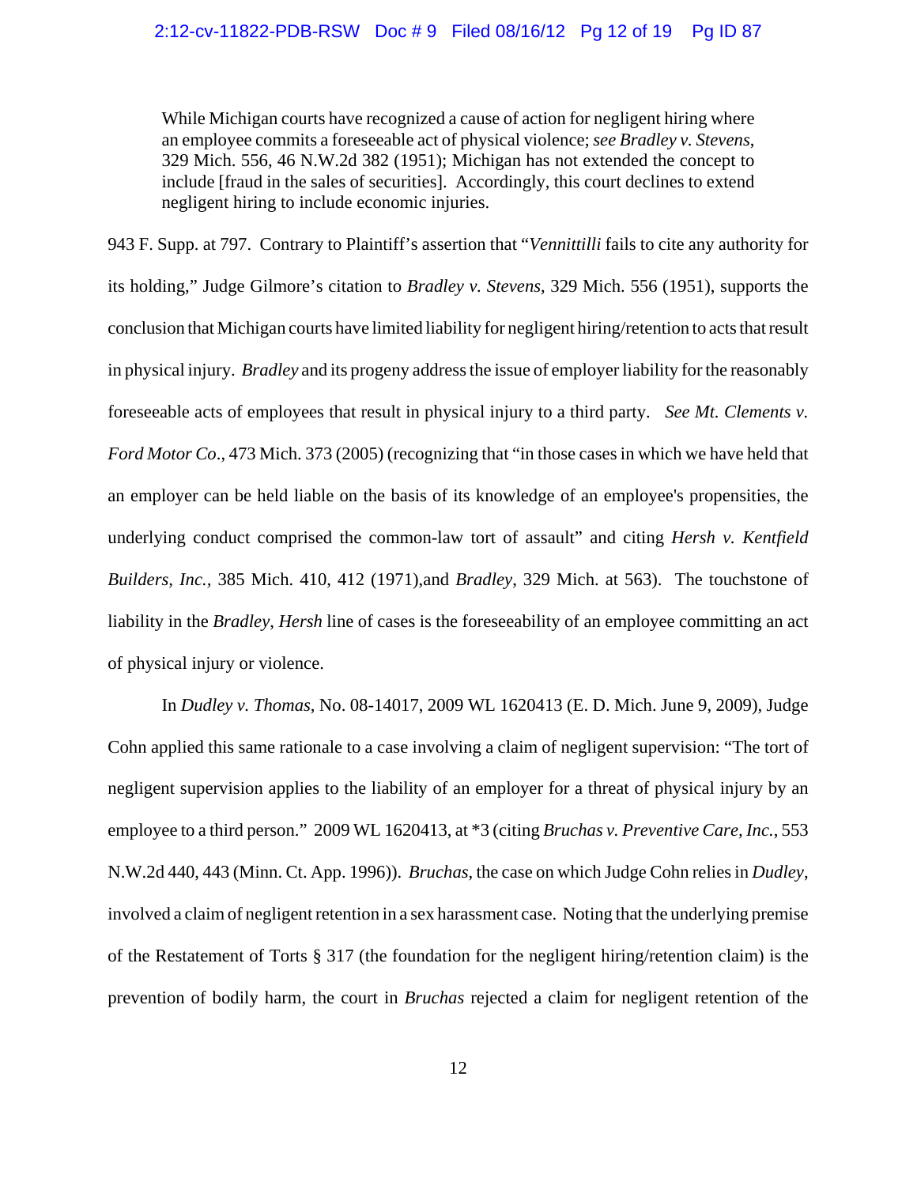> While Michigan courts have recognized a cause of action for negligent hiring where an employee commits a foreseeable act of physical violence; *see Bradley v. Stevens*, 329 Mich. 556, 46 N.W.2d 382 (1951); Michigan has not extended the concept to include [fraud in the sales of securities]. Accordingly, this court declines to extend negligent hiring to include economic injuries.

943 F. Supp. at 797. Contrary to Plaintiff's assertion that "*Vennittilli* fails to cite any authority for its holding," Judge Gilmore's citation to *Bradley v. Stevens*, 329 Mich. 556 (1951), supports the conclusion that Michigan courts have limited liability for negligent hiring/retention to acts that result in physical injury. *Bradley* and its progeny address the issue of employer liability for the reasonably foreseeable acts of employees that result in physical injury to a third party. *See Mt. Clements v. Ford Motor Co*., 473 Mich. 373 (2005) (recognizing that "in those cases in which we have held that an employer can be held liable on the basis of its knowledge of an employee's propensities, the underlying conduct comprised the common-law tort of assault" and citing *Hersh v. Kentfield Builders, Inc.*, 385 Mich. 410, 412 (1971),and *Bradley*, 329 Mich. at 563). The touchstone of liability in the *Bradley*, *Hersh* line of cases is the foreseeability of an employee committing an act of physical injury or violence.

In *Dudley v. Thomas*, No. 08-14017, 2009 WL 1620413 (E. D. Mich. June 9, 2009), Judge Cohn applied this same rationale to a case involving a claim of negligent supervision: "The tort of negligent supervision applies to the liability of an employer for a threat of physical injury by an employee to a third person." 2009 WL 1620413, at *3 (citing *Bruchas v. Preventive Care, Inc.*, 553 N.W.2d 440, 443 (Minn. Ct. App. 1996)). *Bruchas*, the case on which Judge Cohn relies in *Dudley*, involved a claim of negligent retention in a sex harassment case. Noting that the underlying premise of the Restatement of Torts § 317 (the foundation for the negligent hiring/retention claim) is the prevention of bodily harm, the court in *Bruchas* rejected a claim for negligent retention of the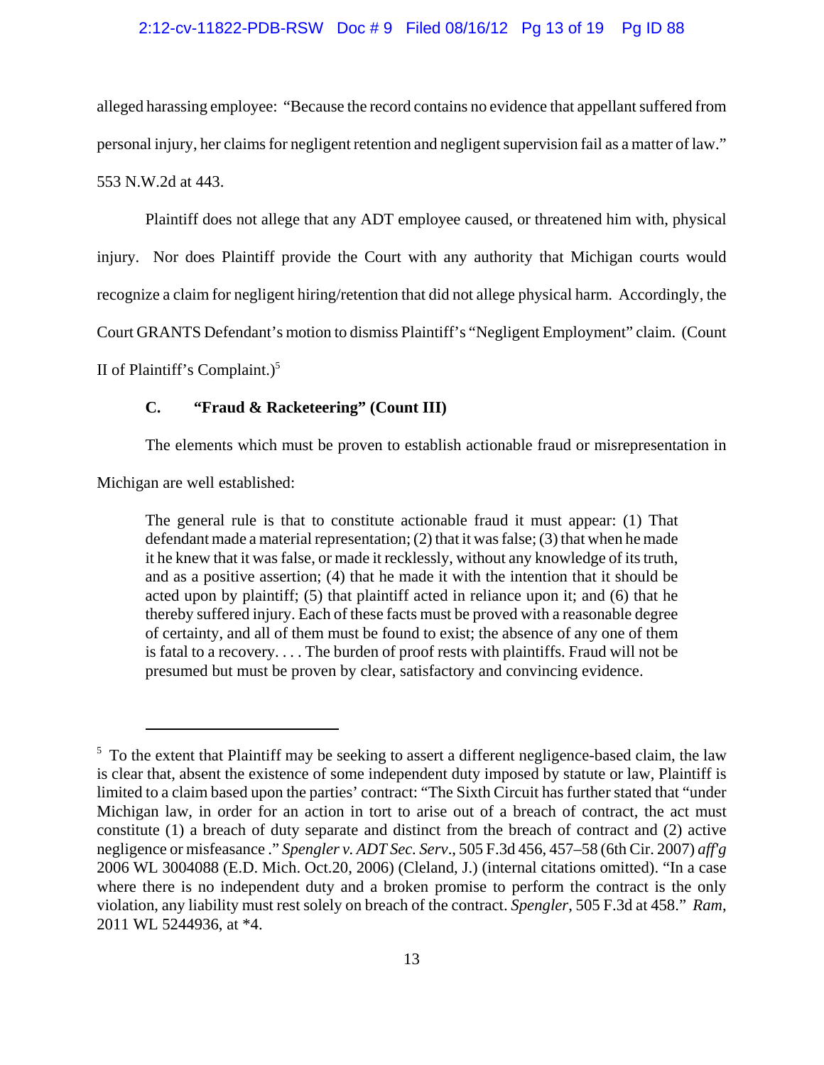alleged harassing employee: "Because the record contains no evidence that appellant suffered from personal injury, her claims for negligent retention and negligent supervision fail as a matter of law." 553 N.W.2d at 443.

Plaintiff does not allege that any ADT employee caused, or threatened him with, physical injury. Nor does Plaintiff provide the Court with any authority that Michigan courts would recognize a claim for negligent hiring/retention that did not allege physical harm. Accordingly, the Court GRANTS Defendant's motion to dismiss Plaintiff's "Negligent Employment" claim. (Count II of Plaintiff's Complaint.)[5]

### C. "Fraud & Racketeering" (Count III)

The elements which must be proven to establish actionable fraud or misrepresentation in Michigan are well established:

> The general rule is that to constitute actionable fraud it must appear: (1) That defendant made a material representation; (2) that it was false; (3) that when he made it he knew that it was false, or made it recklessly, without any knowledge of its truth, and as a positive assertion; (4) that he made it with the intention that it should be acted upon by plaintiff; (5) that plaintiff acted in reliance upon it; and (6) that he thereby suffered injury. Each of these facts must be proved with a reasonable degree of certainty, and all of them must be found to exist; the absence of any one of them is fatal to a recovery. . . . The burden of proof rests with plaintiffs. Fraud will not be presumed but must be proven by clear, satisfactory and convincing evidence.

---

[5] To the extent that Plaintiff may be seeking to assert a different negligence-based claim, the law is clear that, absent the existence of some independent duty imposed by statute or law, Plaintiff is limited to a claim based upon the parties' contract: "The Sixth Circuit has further stated that "under Michigan law, in order for an action in tort to arise out of a breach of contract, the act must constitute (1) a breach of duty separate and distinct from the breach of contract and (2) active negligence or misfeasance ." *Spengler v. ADT Sec. Serv*., 505 F.3d 456, 457–58 (6th Cir. 2007) *aff'g* 2006 WL 3004088 (E.D. Mich. Oct.20, 2006) (Cleland, J.) (internal citations omitted). "In a case where there is no independent duty and a broken promise to perform the contract is the only violation, any liability must rest solely on breach of the contract. *Spengler*, 505 F.3d at 458." *Ram*, 2011 WL 5244936, at *4.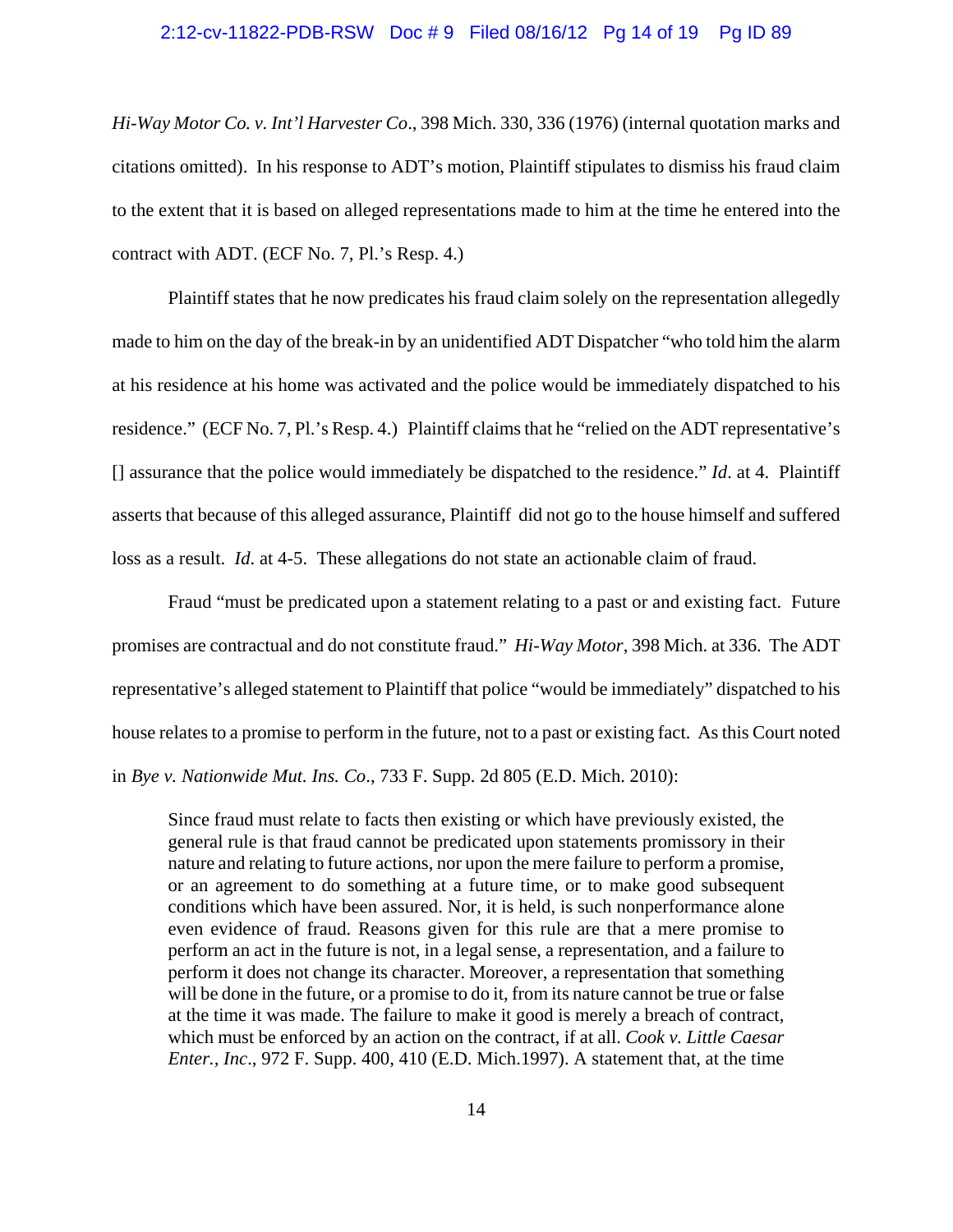*Hi-Way Motor Co. v. Int'l Harvester Co*., 398 Mich. 330, 336 (1976) (internal quotation marks and citations omitted). In his response to ADT's motion, Plaintiff stipulates to dismiss his fraud claim to the extent that it is based on alleged representations made to him at the time he entered into the contract with ADT. (ECF No. 7, Pl.'s Resp. 4.)

Plaintiff states that he now predicates his fraud claim solely on the representation allegedly made to him on the day of the break-in by an unidentified ADT Dispatcher "who told him the alarm at his residence at his home was activated and the police would be immediately dispatched to his residence." (ECF No. 7, Pl.'s Resp. 4.) Plaintiff claims that he "relied on the ADT representative's [] assurance that the police would immediately be dispatched to the residence." *Id*. at 4. Plaintiff asserts that because of this alleged assurance, Plaintiff did not go to the house himself and suffered loss as a result. *Id*. at 4-5. These allegations do not state an actionable claim of fraud.

Fraud "must be predicated upon a statement relating to a past or and existing fact. Future promises are contractual and do not constitute fraud." *Hi-Way Motor*, 398 Mich. at 336. The ADT representative's alleged statement to Plaintiff that police "would be immediately" dispatched to his house relates to a promise to perform in the future, not to a past or existing fact. As this Court noted in *Bye v. Nationwide Mut. Ins. Co*., 733 F. Supp. 2d 805 (E.D. Mich. 2010):

> Since fraud must relate to facts then existing or which have previously existed, the general rule is that fraud cannot be predicated upon statements promissory in their nature and relating to future actions, nor upon the mere failure to perform a promise, or an agreement to do something at a future time, or to make good subsequent conditions which have been assured. Nor, it is held, is such nonperformance alone even evidence of fraud. Reasons given for this rule are that a mere promise to perform an act in the future is not, in a legal sense, a representation, and a failure to perform it does not change its character. Moreover, a representation that something will be done in the future, or a promise to do it, from its nature cannot be true or false at the time it was made. The failure to make it good is merely a breach of contract, which must be enforced by an action on the contract, if at all. *Cook v. Little Caesar Enter., Inc*., 972 F. Supp. 400, 410 (E.D. Mich.1997). A statement that, at the time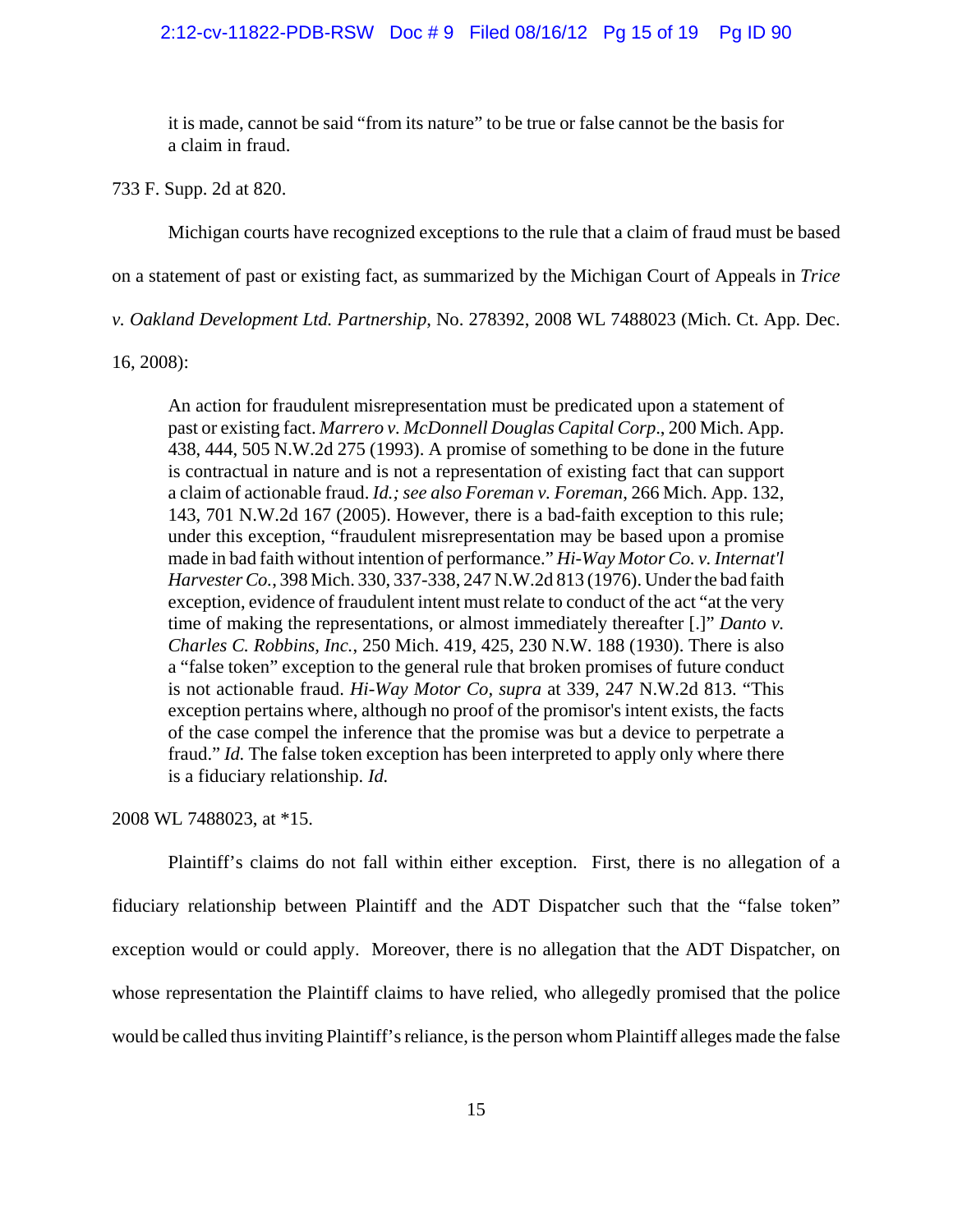> it is made, cannot be said "from its nature" to be true or false cannot be the basis for a claim in fraud.

733 F. Supp. 2d at 820.

Michigan courts have recognized exceptions to the rule that a claim of fraud must be based on a statement of past or existing fact, as summarized by the Michigan Court of Appeals in *Trice v. Oakland Development Ltd. Partnership*, No. 278392, 2008 WL 7488023 (Mich. Ct. App. Dec. 16, 2008):

> An action for fraudulent misrepresentation must be predicated upon a statement of past or existing fact. *Marrero v. McDonnell Douglas Capital Corp*., 200 Mich. App. 438, 444, 505 N.W.2d 275 (1993). A promise of something to be done in the future is contractual in nature and is not a representation of existing fact that can support a claim of actionable fraud. *Id.; see also Foreman v. Foreman*, 266 Mich. App. 132, 143, 701 N.W.2d 167 (2005). However, there is a bad-faith exception to this rule; under this exception, "fraudulent misrepresentation may be based upon a promise made in bad faith without intention of performance." *Hi-Way Motor Co. v. Internat'l Harvester Co.*, 398 Mich. 330, 337-338, 247 N.W.2d 813 (1976). Under the bad faith exception, evidence of fraudulent intent must relate to conduct of the act "at the very time of making the representations, or almost immediately thereafter [.]" *Danto v. Charles C. Robbins, Inc.*, 250 Mich. 419, 425, 230 N.W. 188 (1930). There is also a "false token" exception to the general rule that broken promises of future conduct is not actionable fraud. *Hi-Way Motor Co, supra* at 339, 247 N.W.2d 813. "This exception pertains where, although no proof of the promisor's intent exists, the facts of the case compel the inference that the promise was but a device to perpetrate a fraud." *Id.* The false token exception has been interpreted to apply only where there is a fiduciary relationship. *Id.*

2008 WL 7488023, at *15.

Plaintiff's claims do not fall within either exception. First, there is no allegation of a fiduciary relationship between Plaintiff and the ADT Dispatcher such that the "false token" exception would or could apply. Moreover, there is no allegation that the ADT Dispatcher, on whose representation the Plaintiff claims to have relied, who allegedly promised that the police would be called thus inviting Plaintiff's reliance, is the person whom Plaintiff alleges made the false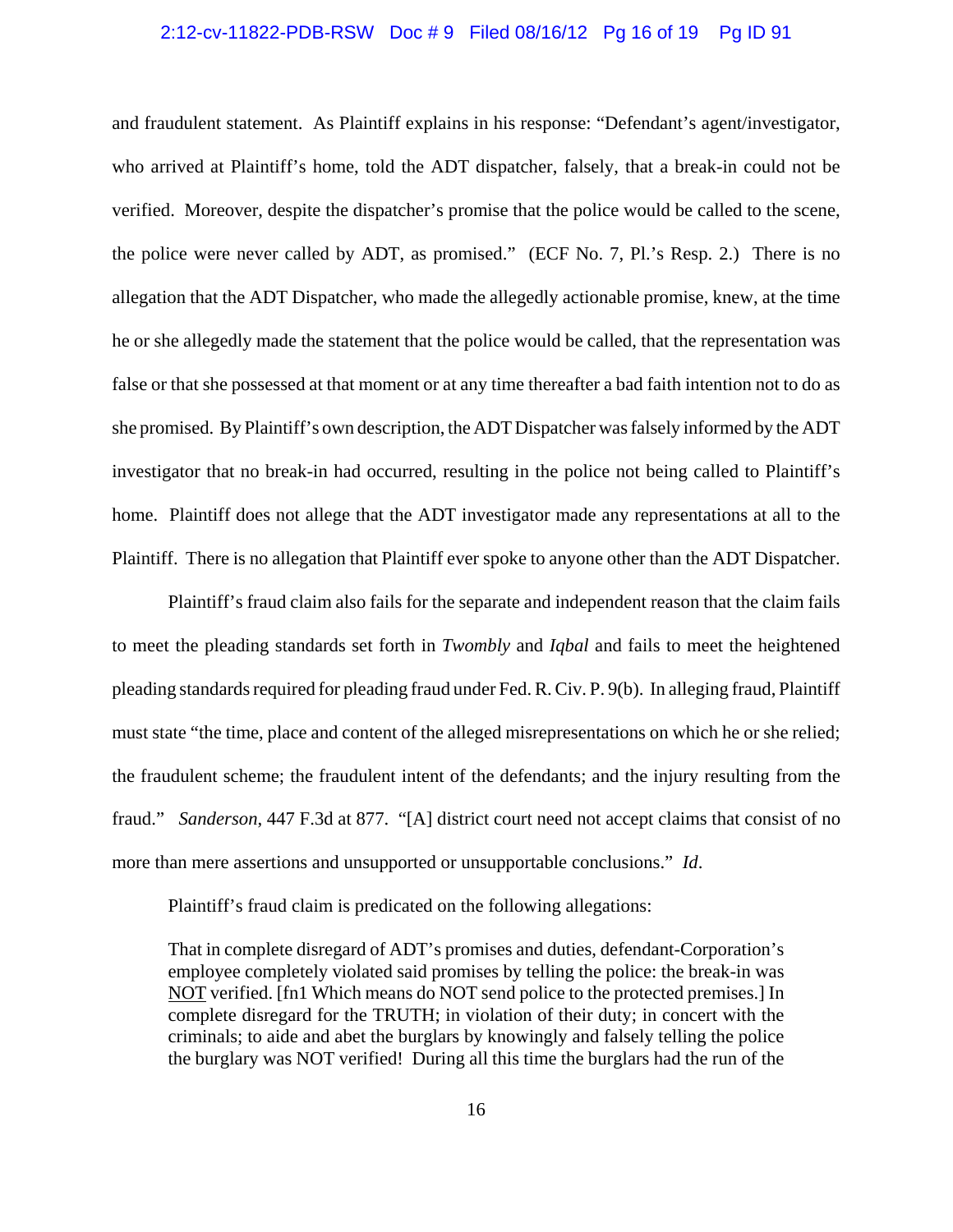and fraudulent statement. As Plaintiff explains in his response: "Defendant's agent/investigator, who arrived at Plaintiff's home, told the ADT dispatcher, falsely, that a break-in could not be verified. Moreover, despite the dispatcher's promise that the police would be called to the scene, the police were never called by ADT, as promised." (ECF No. 7, Pl.'s Resp. 2.) There is no allegation that the ADT Dispatcher, who made the allegedly actionable promise, knew, at the time he or she allegedly made the statement that the police would be called, that the representation was false or that she possessed at that moment or at any time thereafter a bad faith intention not to do as she promised. By Plaintiff's own description, the ADT Dispatcher was falsely informed by the ADT investigator that no break-in had occurred, resulting in the police not being called to Plaintiff's home. Plaintiff does not allege that the ADT investigator made any representations at all to the Plaintiff. There is no allegation that Plaintiff ever spoke to anyone other than the ADT Dispatcher.

Plaintiff's fraud claim also fails for the separate and independent reason that the claim fails to meet the pleading standards set forth in *Twombly* and *Iqbal* and fails to meet the heightened pleading standards required for pleading fraud under Fed. R. Civ. P. 9(b). In alleging fraud, Plaintiff must state "the time, place and content of the alleged misrepresentations on which he or she relied; the fraudulent scheme; the fraudulent intent of the defendants; and the injury resulting from the fraud." *Sanderson*, 447 F.3d at 877. "[A] district court need not accept claims that consist of no more than mere assertions and unsupported or unsupportable conclusions." *Id*.

Plaintiff's fraud claim is predicated on the following allegations:

> That in complete disregard of ADT's promises and duties, defendant-Corporation's employee completely violated said promises by telling the police: the break-in was <u>NOT</u> verified. [fn1 Which means do NOT send police to the protected premises.] In complete disregard for the TRUTH; in violation of their duty; in concert with the criminals; to aide and abet the burglars by knowingly and falsely telling the police the burglary was NOT verified! During all this time the burglars had the run of the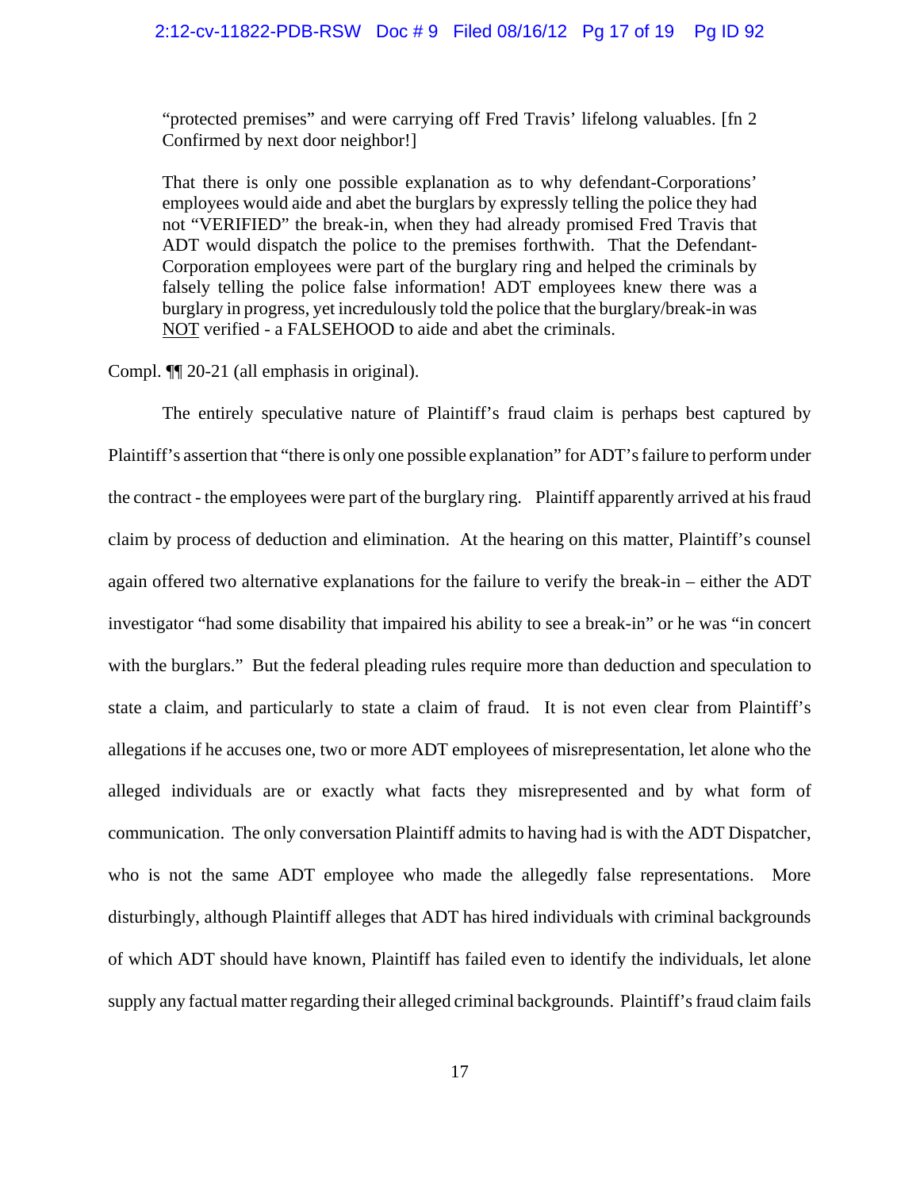> "protected premises" and were carrying off Fred Travis' lifelong valuables. [fn 2 Confirmed by next door neighbor!]
>
> That there is only one possible explanation as to why defendant-Corporations' employees would aide and abet the burglars by expressly telling the police they had not "VERIFIED" the break-in, when they had already promised Fred Travis that ADT would dispatch the police to the premises forthwith. That the Defendant-Corporation employees were part of the burglary ring and helped the criminals by falsely telling the police false information! ADT employees knew there was a burglary in progress, yet incredulously told the police that the burglary/break-in was <u>NOT</u> verified - a FALSEHOOD to aide and abet the criminals.

Compl. ¶¶ 20-21 (all emphasis in original).

The entirely speculative nature of Plaintiff's fraud claim is perhaps best captured by Plaintiff's assertion that "there is only one possible explanation" for ADT's failure to perform under the contract - the employees were part of the burglary ring. Plaintiff apparently arrived at his fraud claim by process of deduction and elimination. At the hearing on this matter, Plaintiff's counsel again offered two alternative explanations for the failure to verify the break-in – either the ADT investigator "had some disability that impaired his ability to see a break-in" or he was "in concert with the burglars." But the federal pleading rules require more than deduction and speculation to state a claim, and particularly to state a claim of fraud. It is not even clear from Plaintiff's allegations if he accuses one, two or more ADT employees of misrepresentation, let alone who the alleged individuals are or exactly what facts they misrepresented and by what form of communication. The only conversation Plaintiff admits to having had is with the ADT Dispatcher, who is not the same ADT employee who made the allegedly false representations. More disturbingly, although Plaintiff alleges that ADT has hired individuals with criminal backgrounds of which ADT should have known, Plaintiff has failed even to identify the individuals, let alone supply any factual matter regarding their alleged criminal backgrounds. Plaintiff's fraud claim fails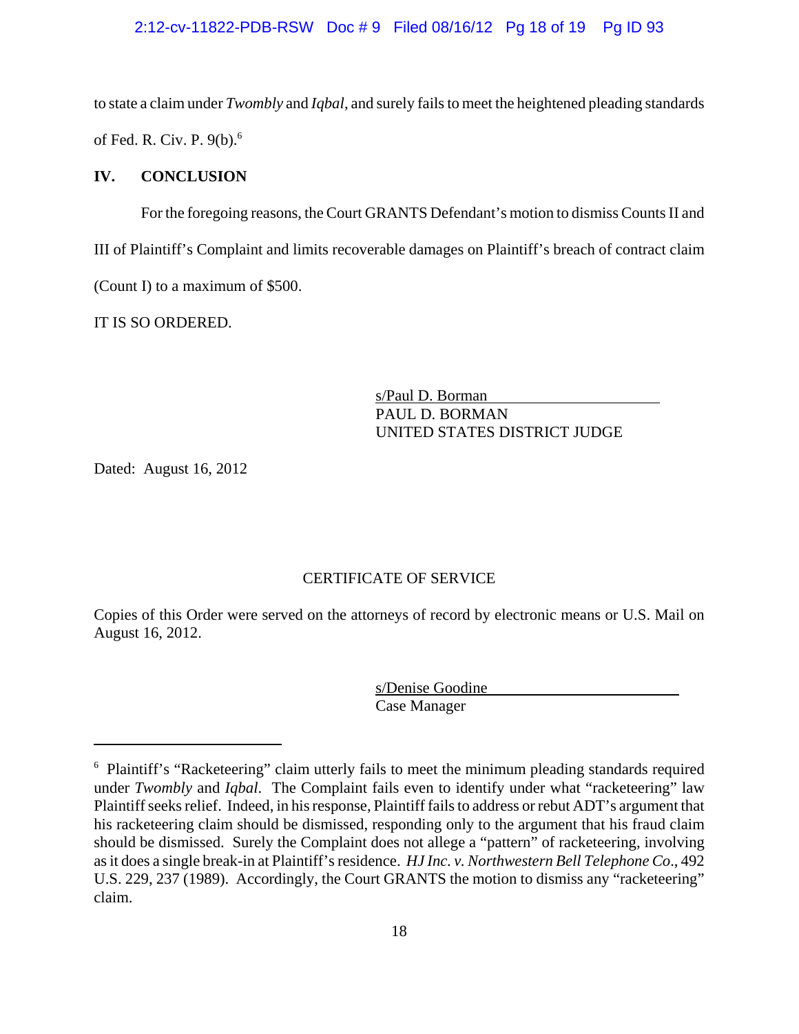to state a claim under *Twombly* and *Iqbal*, and surely fails to meet the heightened pleading standards of Fed. R. Civ. P. 9(b).[6]

## IV. CONCLUSION

For the foregoing reasons, the Court GRANTS Defendant's motion to dismiss Counts II and III of Plaintiff's Complaint and limits recoverable damages on Plaintiff's breach of contract claim (Count I) to a maximum of $500.

IT IS SO ORDERED.

s/Paul D. Borman
PAUL D. BORMAN
UNITED STATES DISTRICT JUDGE

Dated: August 16, 2012

CERTIFICATE OF SERVICE

Copies of this Order were served on the attorneys of record by electronic means or U.S. Mail on August 16, 2012.

s/Denise Goodine
Case Manager

---

[6] Plaintiff's "Racketeering" claim utterly fails to meet the minimum pleading standards required under *Twombly* and *Iqbal*. The Complaint fails even to identify under what "racketeering" law Plaintiff seeks relief. Indeed, in his response, Plaintiff fails to address or rebut ADT's argument that his racketeering claim should be dismissed, responding only to the argument that his fraud claim should be dismissed. Surely the Complaint does not allege a "pattern" of racketeering, involving as it does a single break-in at Plaintiff's residence. *HJ Inc. v. Northwestern Bell Telephone Co*., 492 U.S. 229, 237 (1989). Accordingly, the Court GRANTS the motion to dismiss any "racketeering" claim.